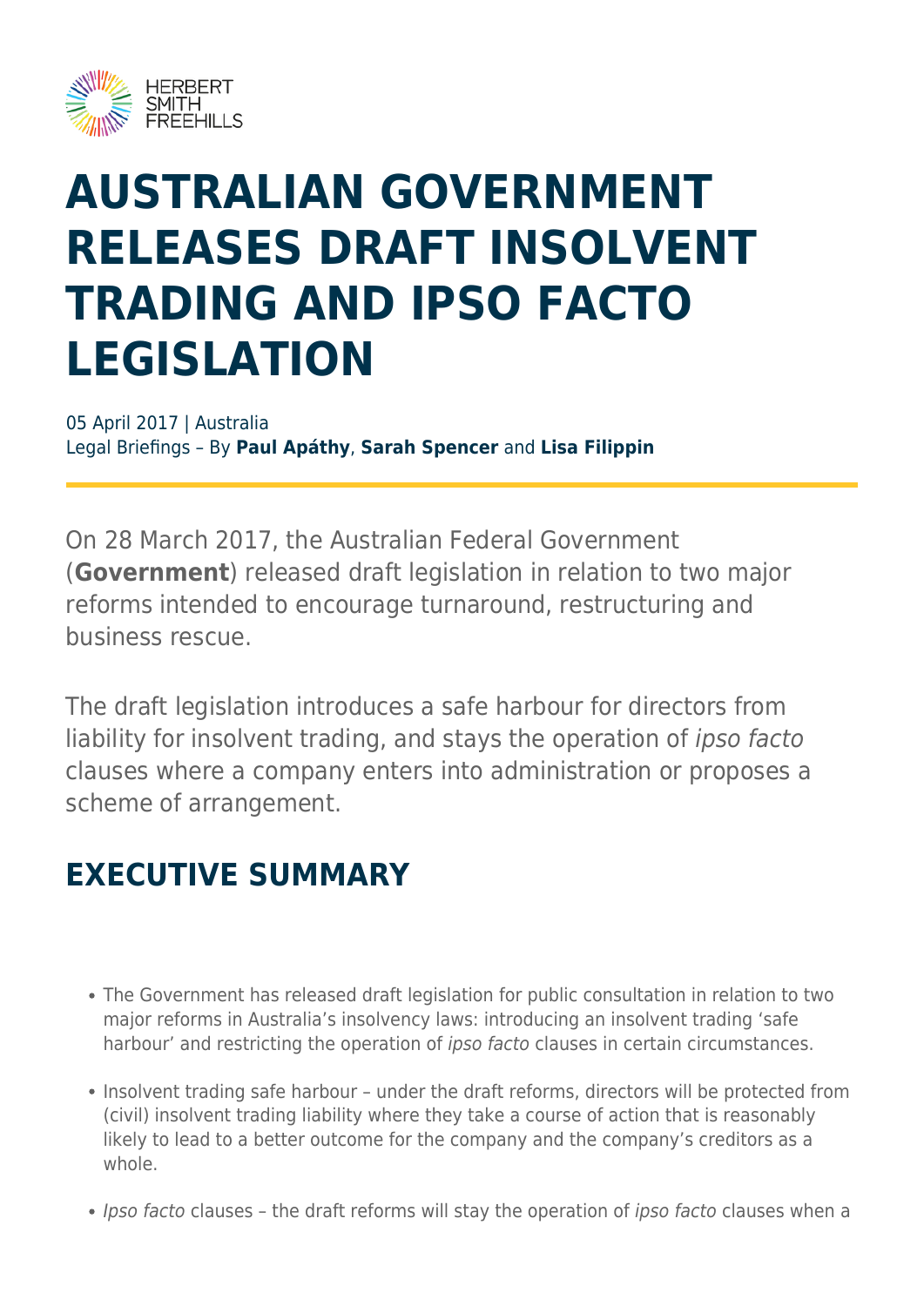# AUSTRALIAN GOVERNMENT RELEASES DRAFT INSOLVENT TRADING AND IPSO FACTO LEGISLATION

05 April 2017 | Australia
Legal Briefings – By **Paul Apáthy**, **Sarah Spencer** and **Lisa Filippin**

On 28 March 2017, the Australian Federal Government (**Government**) released draft legislation in relation to two major reforms intended to encourage turnaround, restructuring and business rescue.

The draft legislation introduces a safe harbour for directors from liability for insolvent trading, and stays the operation of *ipso facto* clauses where a company enters into administration or proposes a scheme of arrangement.

## EXECUTIVE SUMMARY

- The Government has released draft legislation for public consultation in relation to two major reforms in Australia's insolvency laws: introducing an insolvent trading 'safe harbour' and restricting the operation of *ipso facto* clauses in certain circumstances.
- Insolvent trading safe harbour – under the draft reforms, directors will be protected from (civil) insolvent trading liability where they take a course of action that is reasonably likely to lead to a better outcome for the company and the company's creditors as a whole.
- *Ipso facto* clauses – the draft reforms will stay the operation of *ipso facto* clauses when a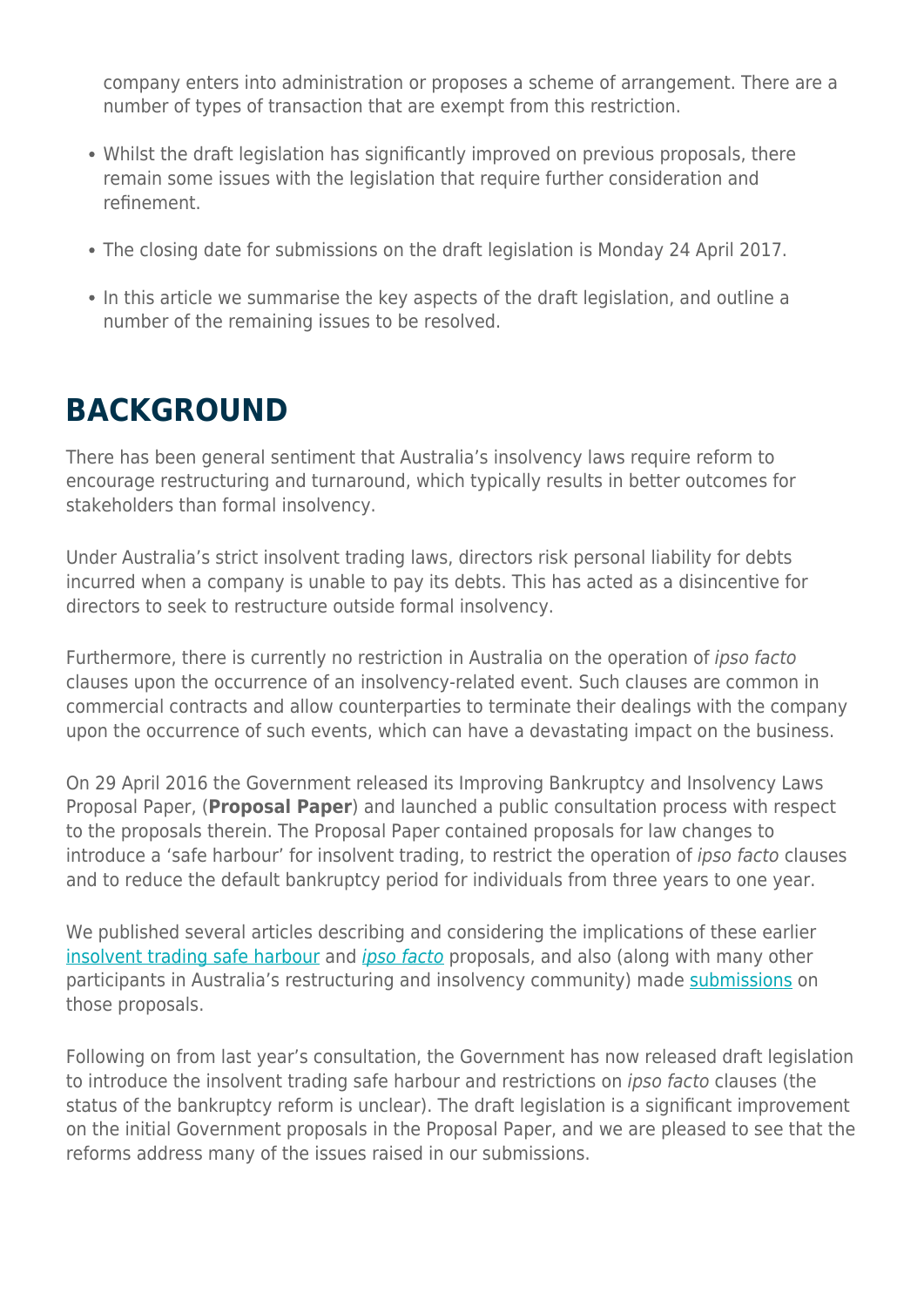company enters into administration or proposes a scheme of arrangement. There are a number of types of transaction that are exempt from this restriction.

- Whilst the draft legislation has significantly improved on previous proposals, there remain some issues with the legislation that require further consideration and refinement.
- The closing date for submissions on the draft legislation is Monday 24 April 2017.
- In this article we summarise the key aspects of the draft legislation, and outline a number of the remaining issues to be resolved.

# BACKGROUND

There has been general sentiment that Australia's insolvency laws require reform to encourage restructuring and turnaround, which typically results in better outcomes for stakeholders than formal insolvency.

Under Australia's strict insolvent trading laws, directors risk personal liability for debts incurred when a company is unable to pay its debts. This has acted as a disincentive for directors to seek to restructure outside formal insolvency.

Furthermore, there is currently no restriction in Australia on the operation of *ipso facto* clauses upon the occurrence of an insolvency-related event. Such clauses are common in commercial contracts and allow counterparties to terminate their dealings with the company upon the occurrence of such events, which can have a devastating impact on the business.

On 29 April 2016 the Government released its Improving Bankruptcy and Insolvency Laws Proposal Paper, (**Proposal Paper**) and launched a public consultation process with respect to the proposals therein. The Proposal Paper contained proposals for law changes to introduce a 'safe harbour' for insolvent trading, to restrict the operation of *ipso facto* clauses and to reduce the default bankruptcy period for individuals from three years to one year.

We published several articles describing and considering the implications of these earlier insolvent trading safe harbour and *ipso facto* proposals, and also (along with many other participants in Australia's restructuring and insolvency community) made submissions on those proposals.

Following on from last year's consultation, the Government has now released draft legislation to introduce the insolvent trading safe harbour and restrictions on *ipso facto* clauses (the status of the bankruptcy reform is unclear). The draft legislation is a significant improvement on the initial Government proposals in the Proposal Paper, and we are pleased to see that the reforms address many of the issues raised in our submissions.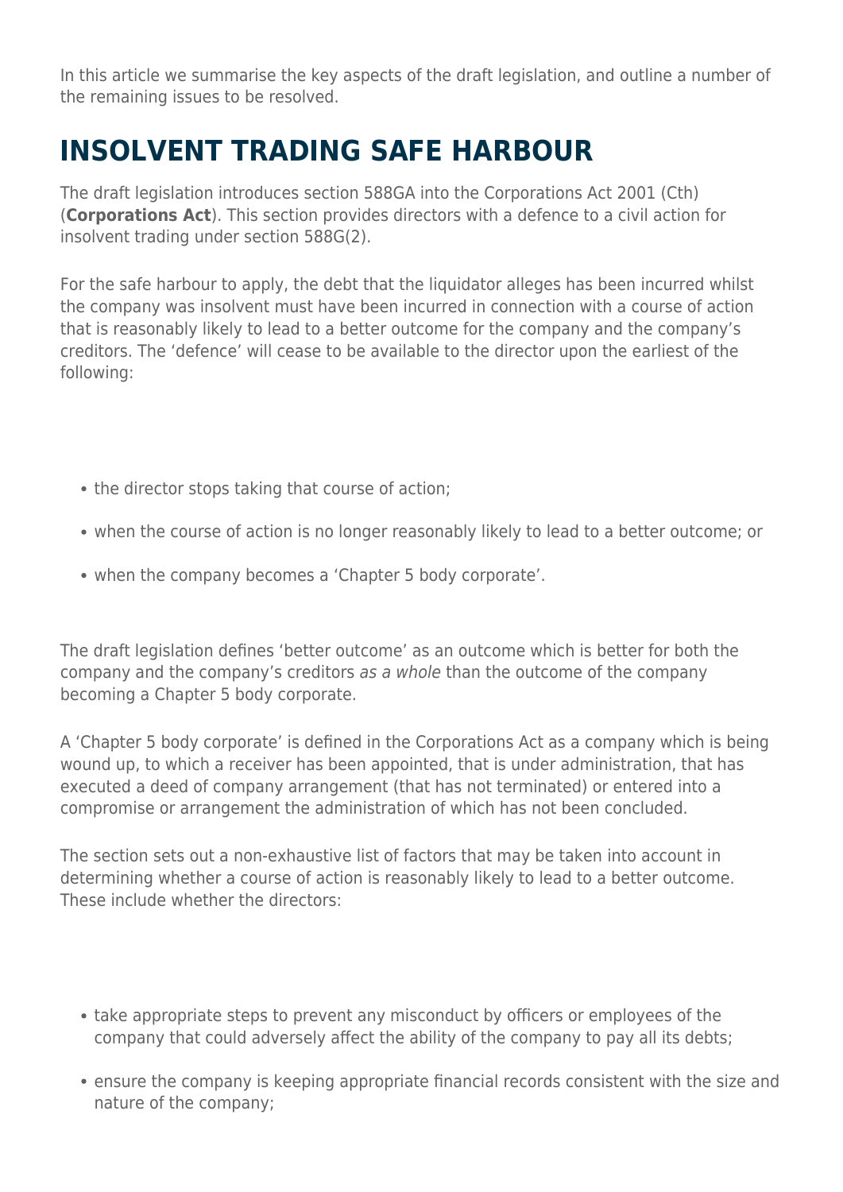In this article we summarise the key aspects of the draft legislation, and outline a number of the remaining issues to be resolved.

## INSOLVENT TRADING SAFE HARBOUR

The draft legislation introduces section 588GA into the Corporations Act 2001 (Cth) (**Corporations Act**). This section provides directors with a defence to a civil action for insolvent trading under section 588G(2).

For the safe harbour to apply, the debt that the liquidator alleges has been incurred whilst the company was insolvent must have been incurred in connection with a course of action that is reasonably likely to lead to a better outcome for the company and the company's creditors. The 'defence' will cease to be available to the director upon the earliest of the following:

- the director stops taking that course of action;
- when the course of action is no longer reasonably likely to lead to a better outcome; or
- when the company becomes a 'Chapter 5 body corporate'.

The draft legislation defines 'better outcome' as an outcome which is better for both the company and the company's creditors *as a whole* than the outcome of the company becoming a Chapter 5 body corporate.

A 'Chapter 5 body corporate' is defined in the Corporations Act as a company which is being wound up, to which a receiver has been appointed, that is under administration, that has executed a deed of company arrangement (that has not terminated) or entered into a compromise or arrangement the administration of which has not been concluded.

The section sets out a non-exhaustive list of factors that may be taken into account in determining whether a course of action is reasonably likely to lead to a better outcome. These include whether the directors:

- take appropriate steps to prevent any misconduct by officers or employees of the company that could adversely affect the ability of the company to pay all its debts;
- ensure the company is keeping appropriate financial records consistent with the size and nature of the company;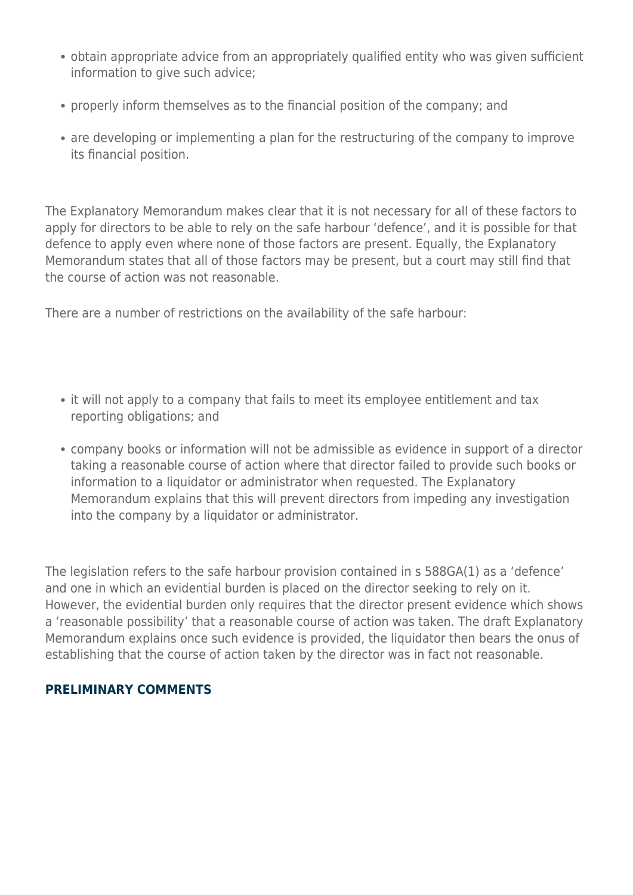- obtain appropriate advice from an appropriately qualified entity who was given sufficient information to give such advice;
- properly inform themselves as to the financial position of the company; and
- are developing or implementing a plan for the restructuring of the company to improve its financial position.

The Explanatory Memorandum makes clear that it is not necessary for all of these factors to apply for directors to be able to rely on the safe harbour 'defence', and it is possible for that defence to apply even where none of those factors are present. Equally, the Explanatory Memorandum states that all of those factors may be present, but a court may still find that the course of action was not reasonable.

There are a number of restrictions on the availability of the safe harbour:

- it will not apply to a company that fails to meet its employee entitlement and tax reporting obligations; and
- company books or information will not be admissible as evidence in support of a director taking a reasonable course of action where that director failed to provide such books or information to a liquidator or administrator when requested. The Explanatory Memorandum explains that this will prevent directors from impeding any investigation into the company by a liquidator or administrator.

The legislation refers to the safe harbour provision contained in s 588GA(1) as a 'defence' and one in which an evidential burden is placed on the director seeking to rely on it. However, the evidential burden only requires that the director present evidence which shows a 'reasonable possibility' that a reasonable course of action was taken. The draft Explanatory Memorandum explains once such evidence is provided, the liquidator then bears the onus of establishing that the course of action taken by the director was in fact not reasonable.

## PRELIMINARY COMMENTS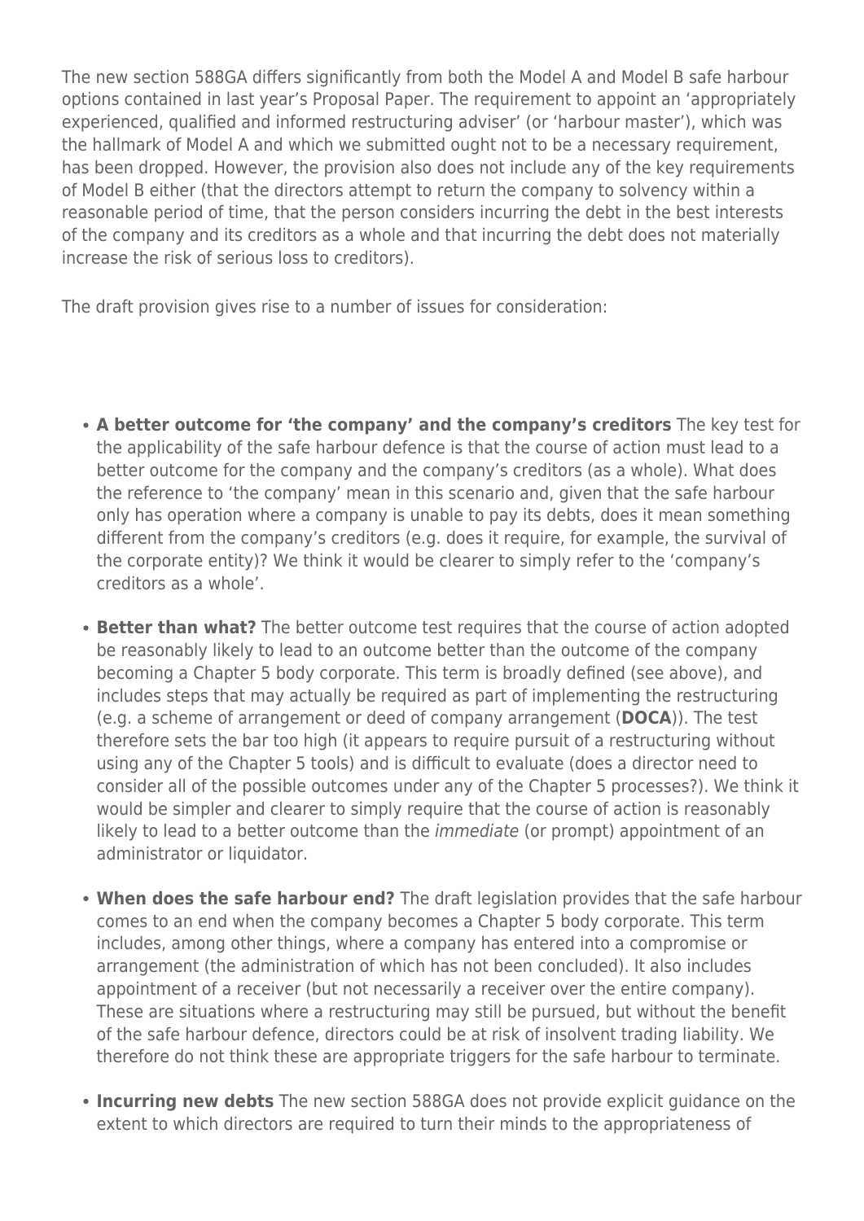The new section 588GA differs significantly from both the Model A and Model B safe harbour options contained in last year's Proposal Paper. The requirement to appoint an 'appropriately experienced, qualified and informed restructuring adviser' (or 'harbour master'), which was the hallmark of Model A and which we submitted ought not to be a necessary requirement, has been dropped. However, the provision also does not include any of the key requirements of Model B either (that the directors attempt to return the company to solvency within a reasonable period of time, that the person considers incurring the debt in the best interests of the company and its creditors as a whole and that incurring the debt does not materially increase the risk of serious loss to creditors).

The draft provision gives rise to a number of issues for consideration:

- **A better outcome for 'the company' and the company's creditors** The key test for the applicability of the safe harbour defence is that the course of action must lead to a better outcome for the company and the company's creditors (as a whole). What does the reference to 'the company' mean in this scenario and, given that the safe harbour only has operation where a company is unable to pay its debts, does it mean something different from the company's creditors (e.g. does it require, for example, the survival of the corporate entity)? We think it would be clearer to simply refer to the 'company's creditors as a whole'.
- **Better than what?** The better outcome test requires that the course of action adopted be reasonably likely to lead to an outcome better than the outcome of the company becoming a Chapter 5 body corporate. This term is broadly defined (see above), and includes steps that may actually be required as part of implementing the restructuring (e.g. a scheme of arrangement or deed of company arrangement (**DOCA**)). The test therefore sets the bar too high (it appears to require pursuit of a restructuring without using any of the Chapter 5 tools) and is difficult to evaluate (does a director need to consider all of the possible outcomes under any of the Chapter 5 processes?). We think it would be simpler and clearer to simply require that the course of action is reasonably likely to lead to a better outcome than the *immediate* (or prompt) appointment of an administrator or liquidator.
- **When does the safe harbour end?** The draft legislation provides that the safe harbour comes to an end when the company becomes a Chapter 5 body corporate. This term includes, among other things, where a company has entered into a compromise or arrangement (the administration of which has not been concluded). It also includes appointment of a receiver (but not necessarily a receiver over the entire company). These are situations where a restructuring may still be pursued, but without the benefit of the safe harbour defence, directors could be at risk of insolvent trading liability. We therefore do not think these are appropriate triggers for the safe harbour to terminate.
- **Incurring new debts** The new section 588GA does not provide explicit guidance on the extent to which directors are required to turn their minds to the appropriateness of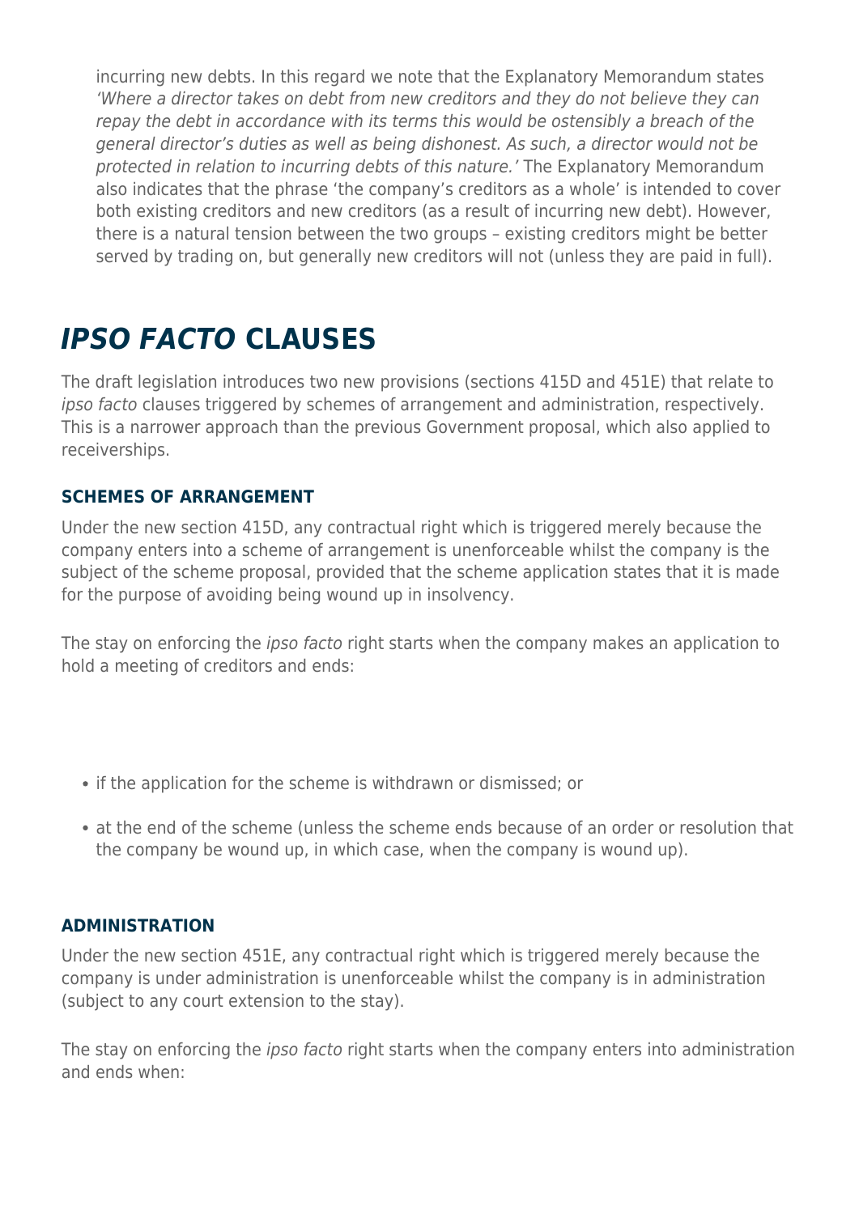incurring new debts. In this regard we note that the Explanatory Memorandum states *'Where a director takes on debt from new creditors and they do not believe they can repay the debt in accordance with its terms this would be ostensibly a breach of the general director's duties as well as being dishonest. As such, a director would not be protected in relation to incurring debts of this nature.'* The Explanatory Memorandum also indicates that the phrase 'the company's creditors as a whole' is intended to cover both existing creditors and new creditors (as a result of incurring new debt). However, there is a natural tension between the two groups – existing creditors might be better served by trading on, but generally new creditors will not (unless they are paid in full).

## *IPSO FACTO* CLAUSES

The draft legislation introduces two new provisions (sections 415D and 451E) that relate to *ipso facto* clauses triggered by schemes of arrangement and administration, respectively. This is a narrower approach than the previous Government proposal, which also applied to receiverships.

### SCHEMES OF ARRANGEMENT

Under the new section 415D, any contractual right which is triggered merely because the company enters into a scheme of arrangement is unenforceable whilst the company is the subject of the scheme proposal, provided that the scheme application states that it is made for the purpose of avoiding being wound up in insolvency.

The stay on enforcing the *ipso facto* right starts when the company makes an application to hold a meeting of creditors and ends:

- if the application for the scheme is withdrawn or dismissed; or
- at the end of the scheme (unless the scheme ends because of an order or resolution that the company be wound up, in which case, when the company is wound up).

### ADMINISTRATION

Under the new section 451E, any contractual right which is triggered merely because the company is under administration is unenforceable whilst the company is in administration (subject to any court extension to the stay).

The stay on enforcing the *ipso facto* right starts when the company enters into administration and ends when: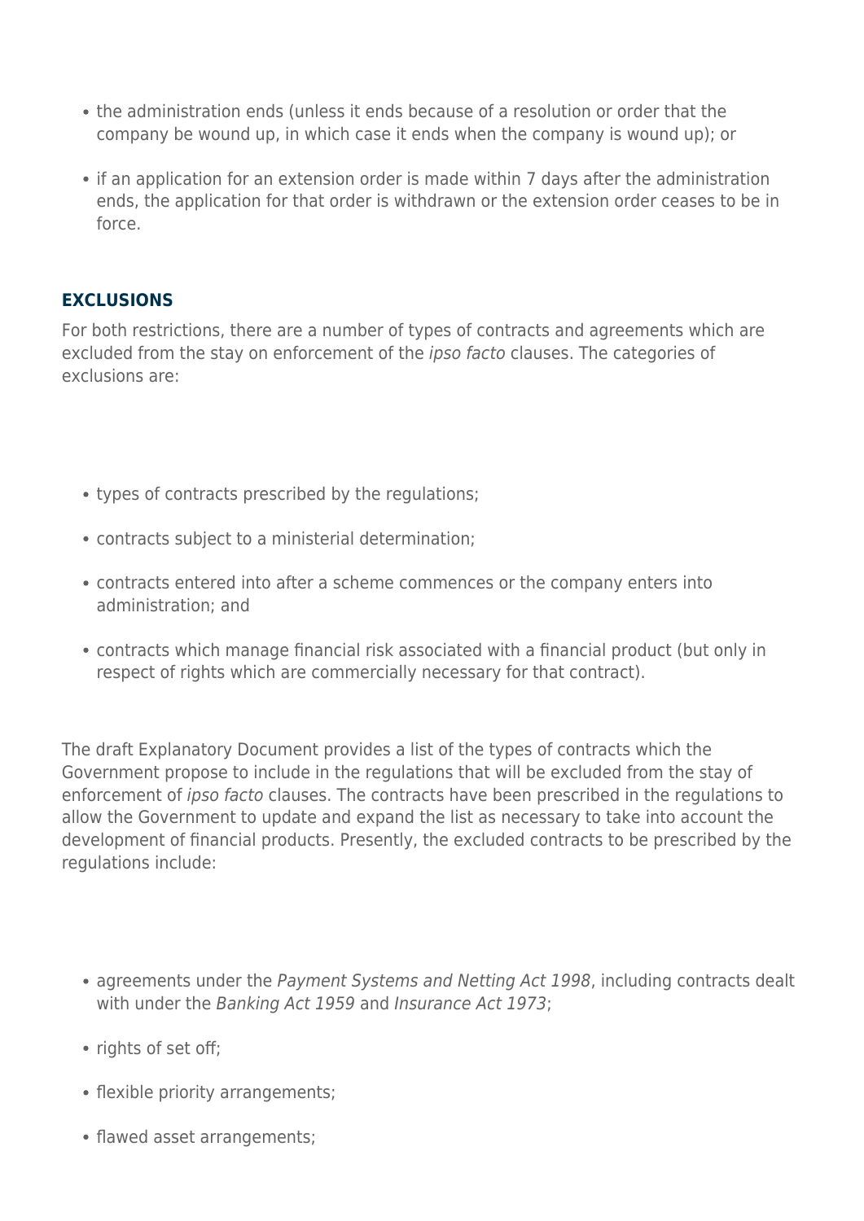- the administration ends (unless it ends because of a resolution or order that the company be wound up, in which case it ends when the company is wound up); or
- if an application for an extension order is made within 7 days after the administration ends, the application for that order is withdrawn or the extension order ceases to be in force.

### EXCLUSIONS

For both restrictions, there are a number of types of contracts and agreements which are excluded from the stay on enforcement of the *ipso facto* clauses. The categories of exclusions are:

- types of contracts prescribed by the regulations;
- contracts subject to a ministerial determination;
- contracts entered into after a scheme commences or the company enters into administration; and
- contracts which manage financial risk associated with a financial product (but only in respect of rights which are commercially necessary for that contract).

The draft Explanatory Document provides a list of the types of contracts which the Government propose to include in the regulations that will be excluded from the stay of enforcement of *ipso facto* clauses. The contracts have been prescribed in the regulations to allow the Government to update and expand the list as necessary to take into account the development of financial products. Presently, the excluded contracts to be prescribed by the regulations include:

- agreements under the *Payment Systems and Netting Act 1998*, including contracts dealt with under the *Banking Act 1959* and *Insurance Act 1973*;
- rights of set off;
- flexible priority arrangements;
- flawed asset arrangements;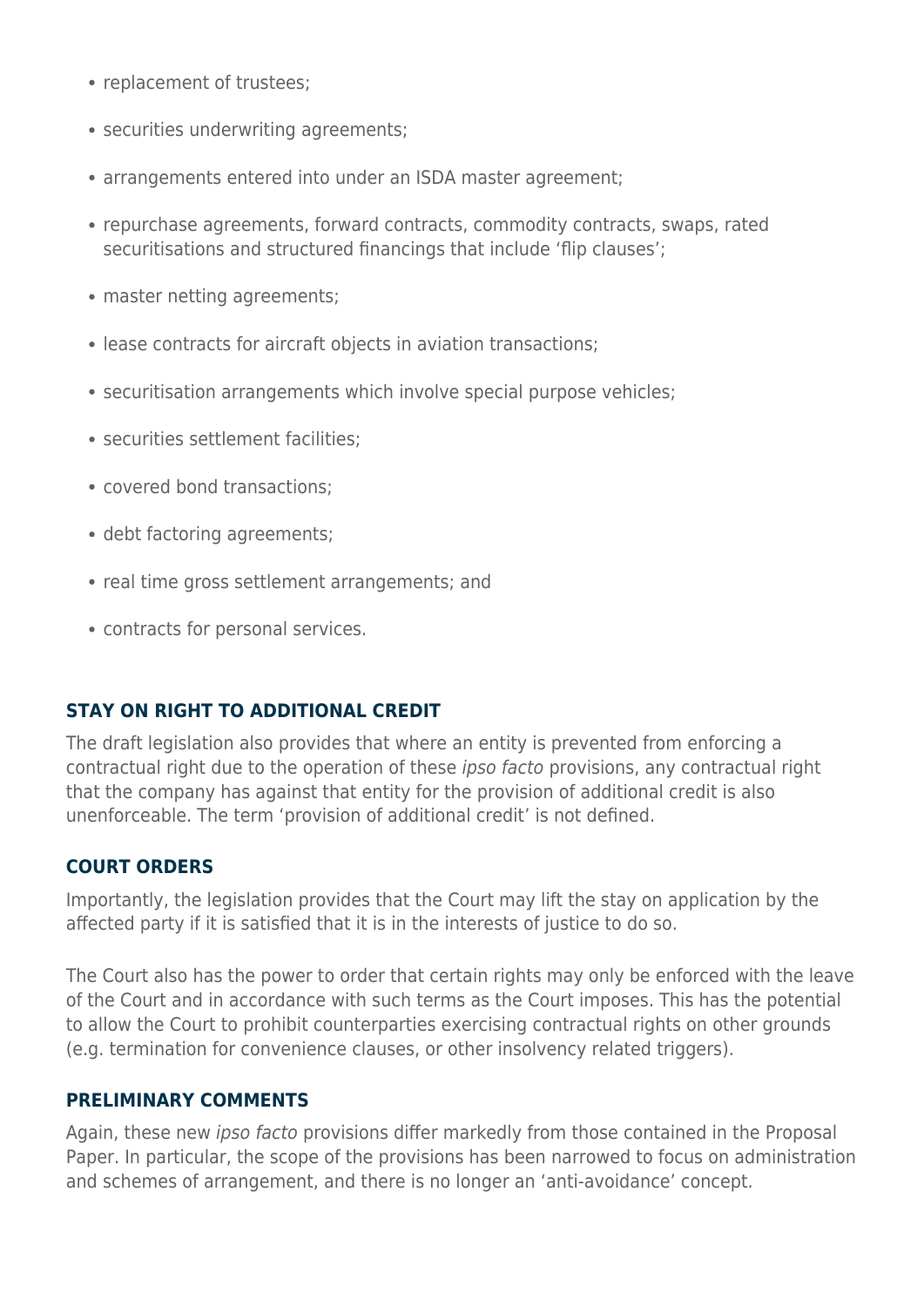- replacement of trustees;
- securities underwriting agreements;
- arrangements entered into under an ISDA master agreement;
- repurchase agreements, forward contracts, commodity contracts, swaps, rated securitisations and structured financings that include 'flip clauses';
- master netting agreements;
- lease contracts for aircraft objects in aviation transactions;
- securitisation arrangements which involve special purpose vehicles;
- securities settlement facilities;
- covered bond transactions;
- debt factoring agreements;
- real time gross settlement arrangements; and
- contracts for personal services.

### STAY ON RIGHT TO ADDITIONAL CREDIT

The draft legislation also provides that where an entity is prevented from enforcing a contractual right due to the operation of these *ipso facto* provisions, any contractual right that the company has against that entity for the provision of additional credit is also unenforceable. The term 'provision of additional credit' is not defined.

### COURT ORDERS

Importantly, the legislation provides that the Court may lift the stay on application by the affected party if it is satisfied that it is in the interests of justice to do so.

The Court also has the power to order that certain rights may only be enforced with the leave of the Court and in accordance with such terms as the Court imposes. This has the potential to allow the Court to prohibit counterparties exercising contractual rights on other grounds (e.g. termination for convenience clauses, or other insolvency related triggers).

### PRELIMINARY COMMENTS

Again, these new *ipso facto* provisions differ markedly from those contained in the Proposal Paper. In particular, the scope of the provisions has been narrowed to focus on administration and schemes of arrangement, and there is no longer an 'anti-avoidance' concept.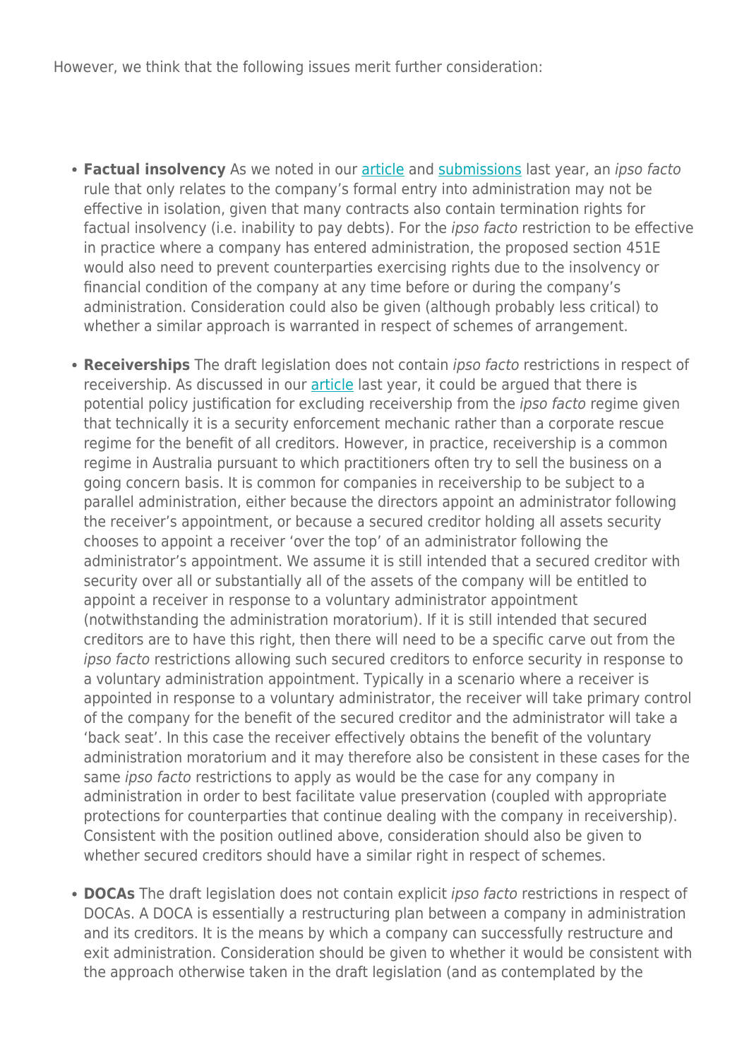However, we think that the following issues merit further consideration:

- **Factual insolvency** As we noted in our [article]() and [submissions]() last year, an *ipso facto* rule that only relates to the company's formal entry into administration may not be effective in isolation, given that many contracts also contain termination rights for factual insolvency (i.e. inability to pay debts). For the *ipso facto* restriction to be effective in practice where a company has entered administration, the proposed section 451E would also need to prevent counterparties exercising rights due to the insolvency or financial condition of the company at any time before or during the company's administration. Consideration could also be given (although probably less critical) to whether a similar approach is warranted in respect of schemes of arrangement.

- **Receiverships** The draft legislation does not contain *ipso facto* restrictions in respect of receivership. As discussed in our [article]() last year, it could be argued that there is potential policy justification for excluding receivership from the *ipso facto* regime given that technically it is a security enforcement mechanic rather than a corporate rescue regime for the benefit of all creditors. However, in practice, receivership is a common regime in Australia pursuant to which practitioners often try to sell the business on a going concern basis. It is common for companies in receivership to be subject to a parallel administration, either because the directors appoint an administrator following the receiver's appointment, or because a secured creditor holding all assets security chooses to appoint a receiver 'over the top' of an administrator following the administrator's appointment. We assume it is still intended that a secured creditor with security over all or substantially all of the assets of the company will be entitled to appoint a receiver in response to a voluntary administrator appointment (notwithstanding the administration moratorium). If it is still intended that secured creditors are to have this right, then there will need to be a specific carve out from the *ipso facto* restrictions allowing such secured creditors to enforce security in response to a voluntary administration appointment. Typically in a scenario where a receiver is appointed in response to a voluntary administrator, the receiver will take primary control of the company for the benefit of the secured creditor and the administrator will take a 'back seat'. In this case the receiver effectively obtains the benefit of the voluntary administration moratorium and it may therefore also be consistent in these cases for the same *ipso facto* restrictions to apply as would be the case for any company in administration in order to best facilitate value preservation (coupled with appropriate protections for counterparties that continue dealing with the company in receivership). Consistent with the position outlined above, consideration should also be given to whether secured creditors should have a similar right in respect of schemes.

- **DOCAs** The draft legislation does not contain explicit *ipso facto* restrictions in respect of DOCAs. A DOCA is essentially a restructuring plan between a company in administration and its creditors. It is the means by which a company can successfully restructure and exit administration. Consideration should be given to whether it would be consistent with the approach otherwise taken in the draft legislation (and as contemplated by the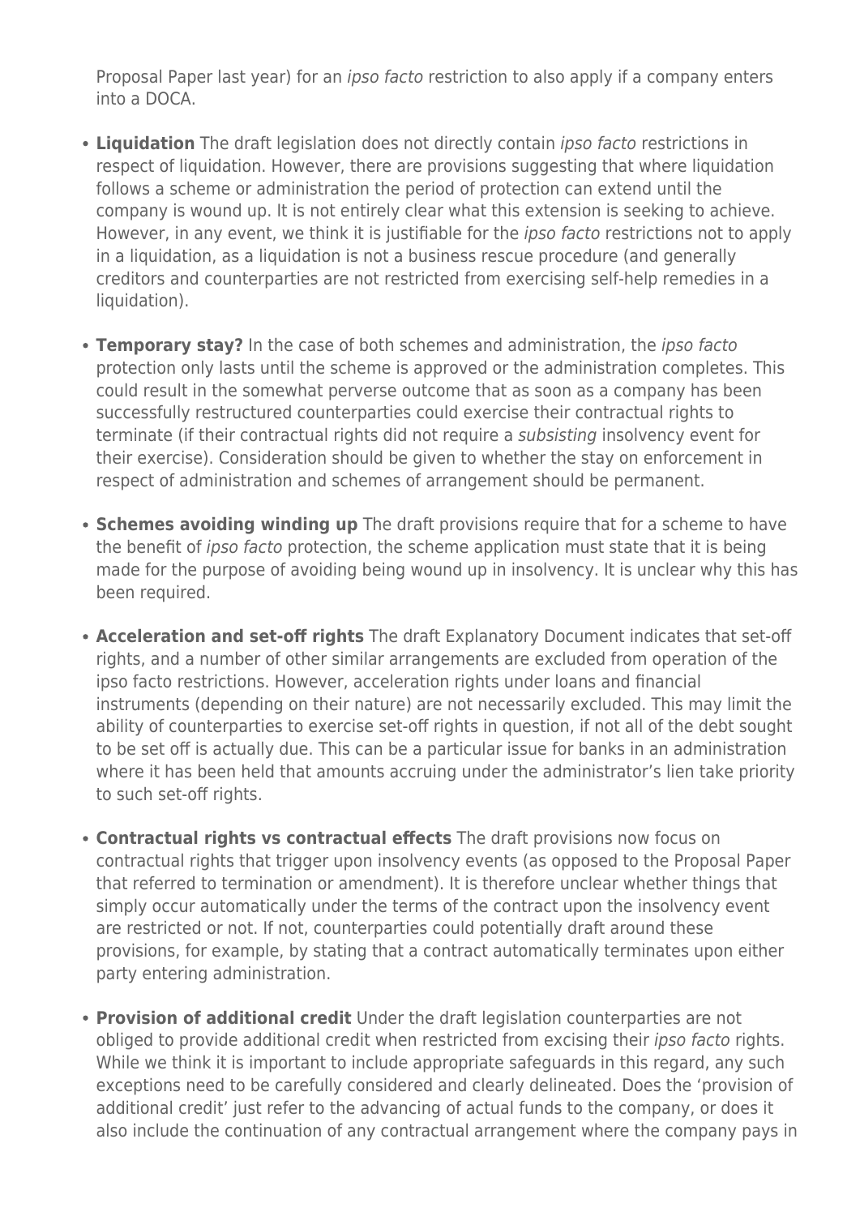Proposal Paper last year) for an *ipso facto* restriction to also apply if a company enters into a DOCA.

- **Liquidation** The draft legislation does not directly contain *ipso facto* restrictions in respect of liquidation. However, there are provisions suggesting that where liquidation follows a scheme or administration the period of protection can extend until the company is wound up. It is not entirely clear what this extension is seeking to achieve. However, in any event, we think it is justifiable for the *ipso facto* restrictions not to apply in a liquidation, as a liquidation is not a business rescue procedure (and generally creditors and counterparties are not restricted from exercising self-help remedies in a liquidation).
- **Temporary stay?** In the case of both schemes and administration, the *ipso facto* protection only lasts until the scheme is approved or the administration completes. This could result in the somewhat perverse outcome that as soon as a company has been successfully restructured counterparties could exercise their contractual rights to terminate (if their contractual rights did not require a *subsisting* insolvency event for their exercise). Consideration should be given to whether the stay on enforcement in respect of administration and schemes of arrangement should be permanent.
- **Schemes avoiding winding up** The draft provisions require that for a scheme to have the benefit of *ipso facto* protection, the scheme application must state that it is being made for the purpose of avoiding being wound up in insolvency. It is unclear why this has been required.
- **Acceleration and set-off rights** The draft Explanatory Document indicates that set-off rights, and a number of other similar arrangements are excluded from operation of the ipso facto restrictions. However, acceleration rights under loans and financial instruments (depending on their nature) are not necessarily excluded. This may limit the ability of counterparties to exercise set-off rights in question, if not all of the debt sought to be set off is actually due. This can be a particular issue for banks in an administration where it has been held that amounts accruing under the administrator's lien take priority to such set-off rights.
- **Contractual rights vs contractual effects** The draft provisions now focus on contractual rights that trigger upon insolvency events (as opposed to the Proposal Paper that referred to termination or amendment). It is therefore unclear whether things that simply occur automatically under the terms of the contract upon the insolvency event are restricted or not. If not, counterparties could potentially draft around these provisions, for example, by stating that a contract automatically terminates upon either party entering administration.
- **Provision of additional credit** Under the draft legislation counterparties are not obliged to provide additional credit when restricted from excising their *ipso facto* rights. While we think it is important to include appropriate safeguards in this regard, any such exceptions need to be carefully considered and clearly delineated. Does the 'provision of additional credit' just refer to the advancing of actual funds to the company, or does it also include the continuation of any contractual arrangement where the company pays in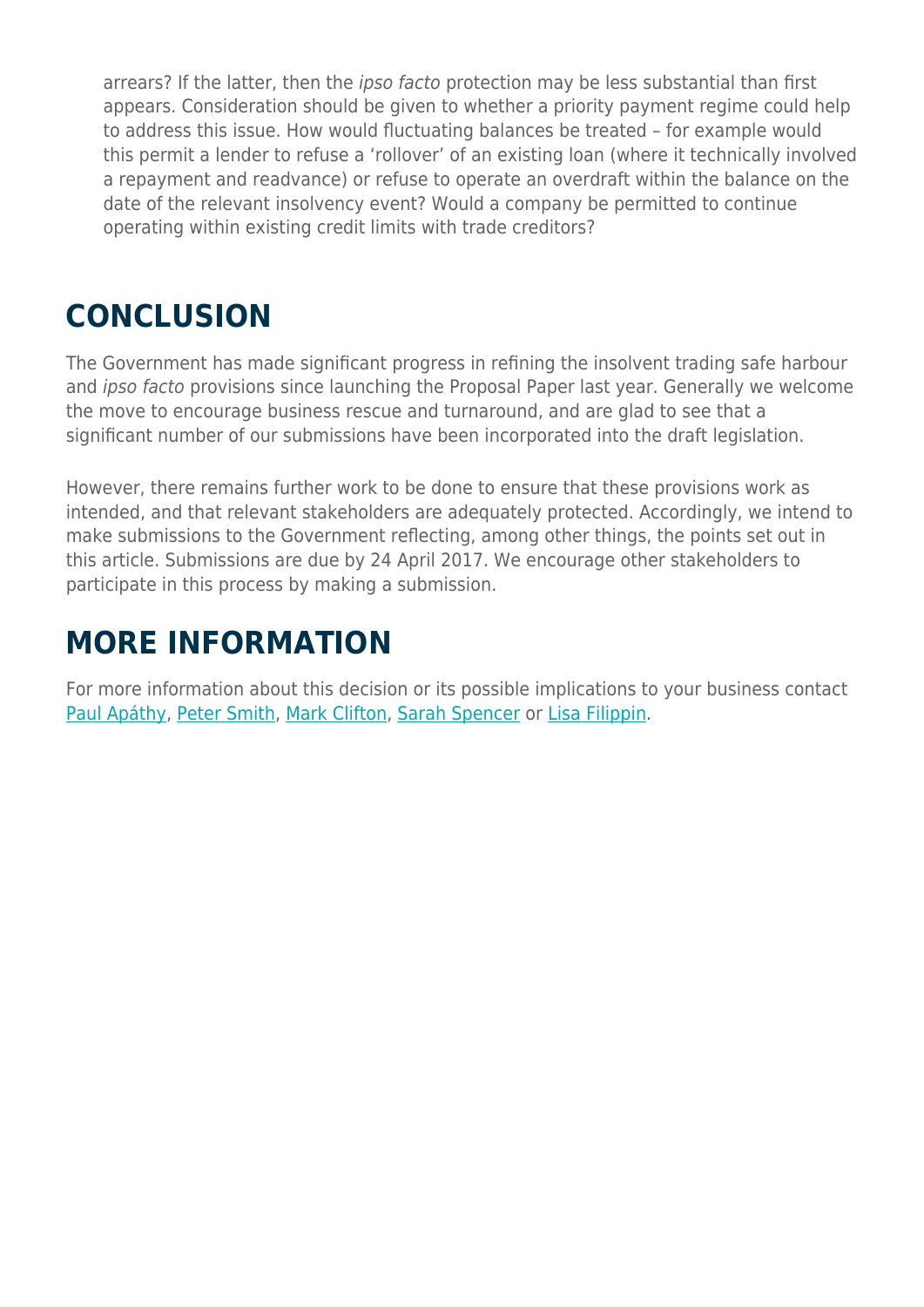arrears? If the latter, then the *ipso facto* protection may be less substantial than first appears. Consideration should be given to whether a priority payment regime could help to address this issue. How would fluctuating balances be treated – for example would this permit a lender to refuse a 'rollover' of an existing loan (where it technically involved a repayment and readvance) or refuse to operate an overdraft within the balance on the date of the relevant insolvency event? Would a company be permitted to continue operating within existing credit limits with trade creditors?

## CONCLUSION

The Government has made significant progress in refining the insolvent trading safe harbour and *ipso facto* provisions since launching the Proposal Paper last year. Generally we welcome the move to encourage business rescue and turnaround, and are glad to see that a significant number of our submissions have been incorporated into the draft legislation.

However, there remains further work to be done to ensure that these provisions work as intended, and that relevant stakeholders are adequately protected. Accordingly, we intend to make submissions to the Government reflecting, among other things, the points set out in this article. Submissions are due by 24 April 2017. We encourage other stakeholders to participate in this process by making a submission.

## MORE INFORMATION

For more information about this decision or its possible implications to your business contact Paul Apáthy, Peter Smith, Mark Clifton, Sarah Spencer or Lisa Filippin.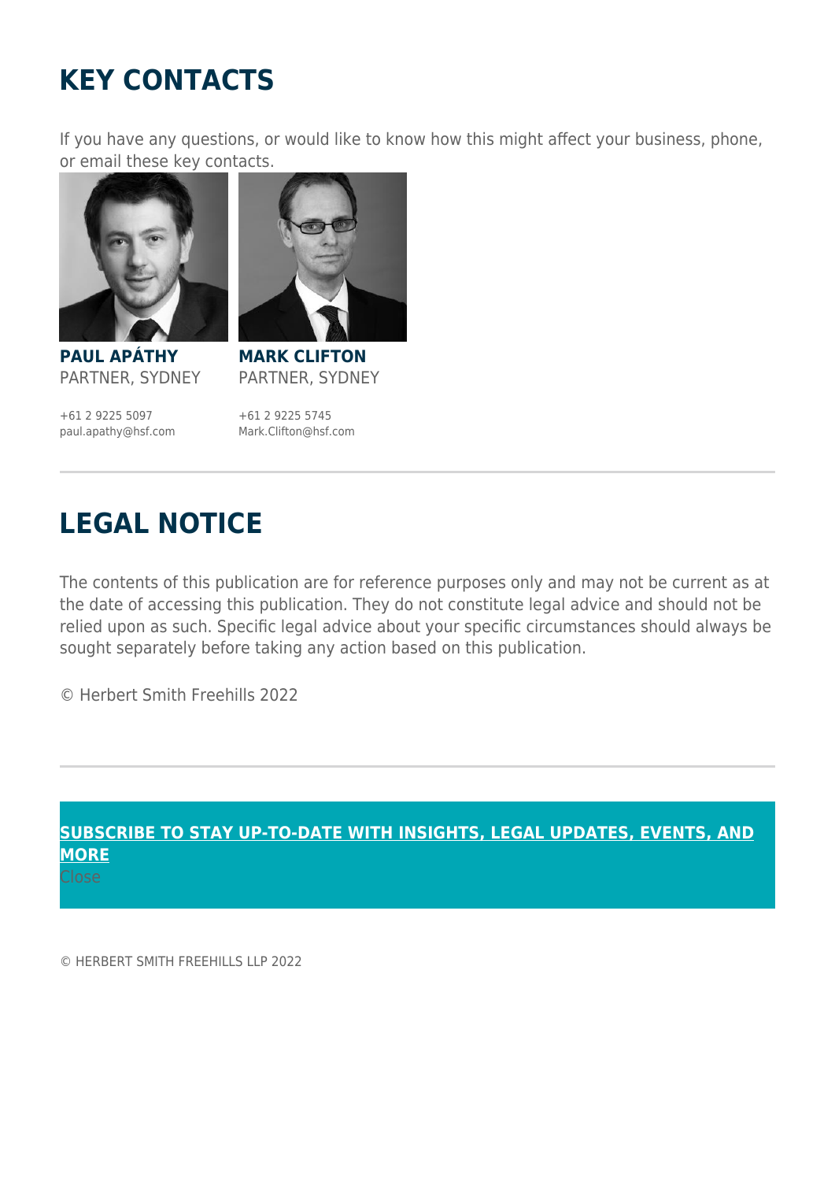# KEY CONTACTS

If you have any questions, or would like to know how this might affect your business, phone, or email these key contacts.

**PAUL APÁTHY**
PARTNER, SYDNEY

+61 2 9225 5097
paul.apathy@hsf.com

**MARK CLIFTON**
PARTNER, SYDNEY

+61 2 9225 5745
Mark.Clifton@hsf.com

# LEGAL NOTICE

The contents of this publication are for reference purposes only and may not be current as at the date of accessing this publication. They do not constitute legal advice and should not be relied upon as such. Specific legal advice about your specific circumstances should always be sought separately before taking any action based on this publication.

© Herbert Smith Freehills 2022

**SUBSCRIBE TO STAY UP-TO-DATE WITH INSIGHTS, LEGAL UPDATES, EVENTS, AND MORE**
Close

© HERBERT SMITH FREEHILLS LLP 2022